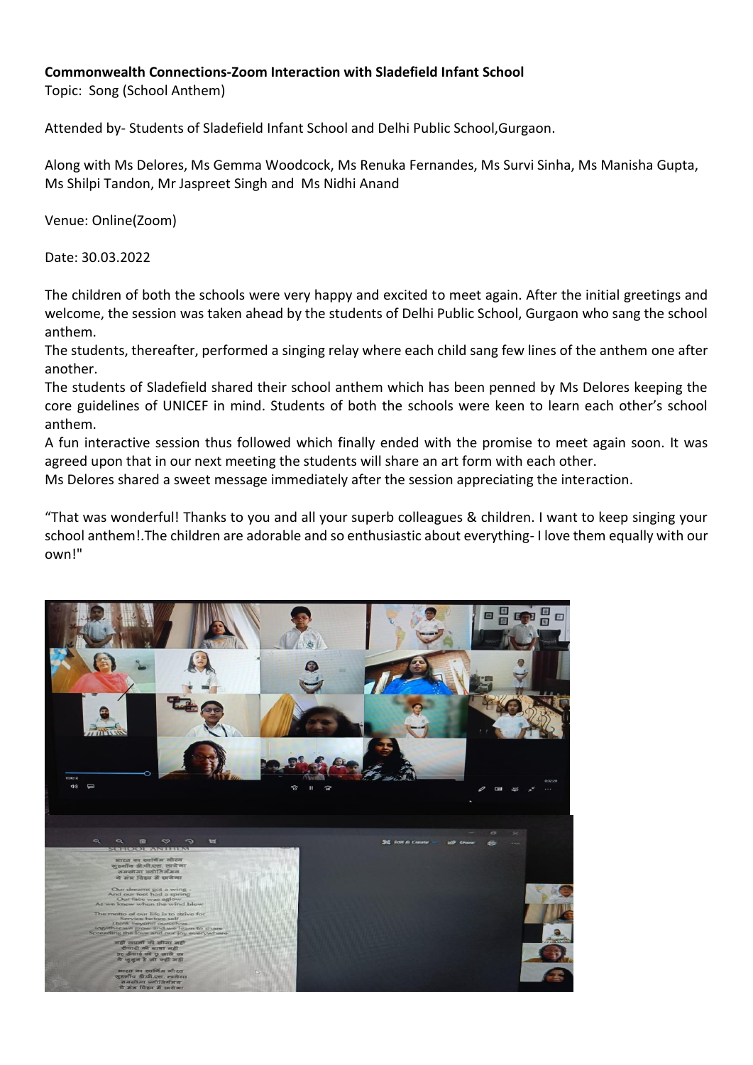**Commonwealth Connections-Zoom Interaction with Sladefield Infant School**
Topic: Song (School Anthem)

Attended by- Students of Sladefield Infant School and Delhi Public School,Gurgaon.

Along with Ms Delores, Ms Gemma Woodcock, Ms Renuka Fernandes, Ms Survi Sinha, Ms Manisha Gupta, Ms Shilpi Tandon, Mr Jaspreet Singh and Ms Nidhi Anand

Venue: Online(Zoom)

Date: 30.03.2022

The children of both the schools were very happy and excited to meet again. After the initial greetings and welcome, the session was taken ahead by the students of Delhi Public School, Gurgaon who sang the school anthem.
The students, thereafter, performed a singing relay where each child sang few lines of the anthem one after another.
The students of Sladefield shared their school anthem which has been penned by Ms Delores keeping the core guidelines of UNICEF in mind. Students of both the schools were keen to learn each other's school anthem.
A fun interactive session thus followed which finally ended with the promise to meet again soon. It was agreed upon that in our next meeting the students will share an art form with each other.
Ms Delores shared a sweet message immediately after the session appreciating the interaction.

"That was wonderful! Thanks to you and all your superb colleagues & children. I want to keep singing your school anthem!.The children are adorable and so enthusiastic about everything- I love them equally with our own!"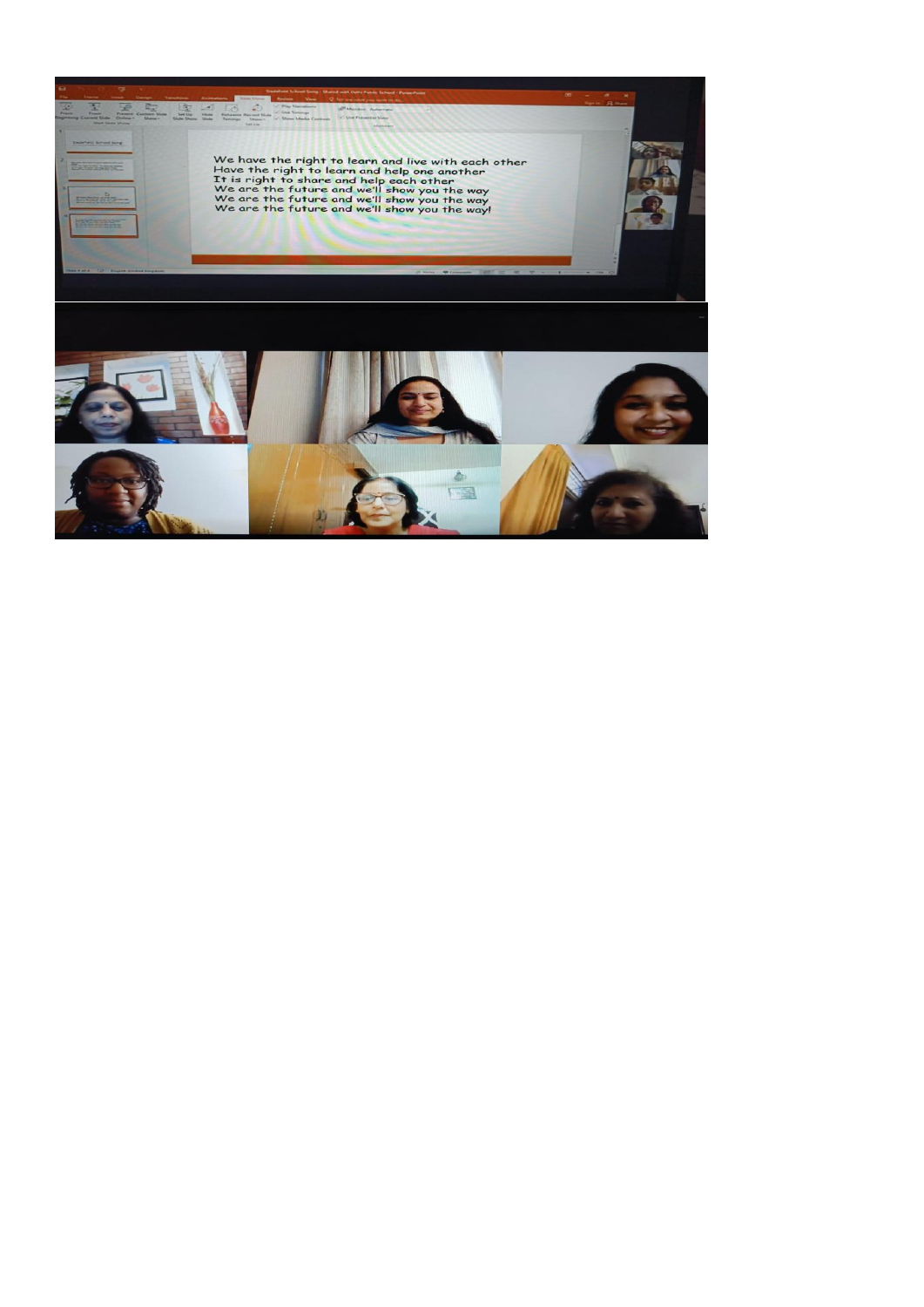We have the right to learn and live with each other
Have the right to learn and help one another
It is right to share and help each other
We are the future and we'll show you the way
We are the future and we'll show you the way
We are the future and we'll show you the way!